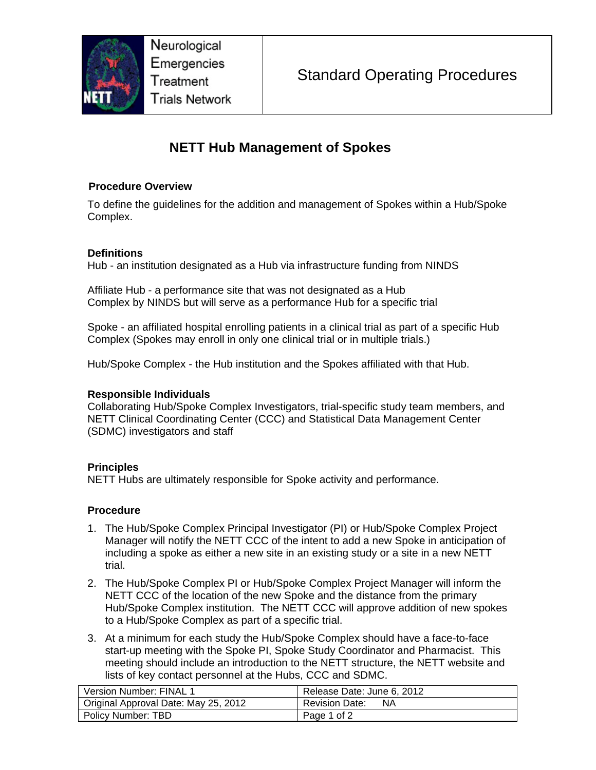Neurological Emergencies Treatment Trials Network

Standard Operating Procedures

# NETT Hub Management of Spokes

### Procedure Overview

To define the guidelines for the addition and management of Spokes within a Hub/Spoke Complex.

### Definitions

Hub - an institution designated as a Hub via infrastructure funding from NINDS

Affiliate Hub - a performance site that was not designated as a Hub Complex by NINDS but will serve as a performance Hub for a specific trial

Spoke - an affiliated hospital enrolling patients in a clinical trial as part of a specific Hub Complex (Spokes may enroll in only one clinical trial or in multiple trials.)

Hub/Spoke Complex - the Hub institution and the Spokes affiliated with that Hub.

### Responsible Individuals

Collaborating Hub/Spoke Complex Investigators, trial-specific study team members, and NETT Clinical Coordinating Center (CCC) and Statistical Data Management Center (SDMC) investigators and staff

### Principles

NETT Hubs are ultimately responsible for Spoke activity and performance.

### Procedure

1. The Hub/Spoke Complex Principal Investigator (PI) or Hub/Spoke Complex Project Manager will notify the NETT CCC of the intent to add a new Spoke in anticipation of including a spoke as either a new site in an existing study or a site in a new NETT trial.
2. The Hub/Spoke Complex PI or Hub/Spoke Complex Project Manager will inform the NETT CCC of the location of the new Spoke and the distance from the primary Hub/Spoke Complex institution. The NETT CCC will approve addition of new spokes to a Hub/Spoke Complex as part of a specific trial.
3. At a minimum for each study the Hub/Spoke Complex should have a face-to-face start-up meeting with the Spoke PI, Spoke Study Coordinator and Pharmacist. This meeting should include an introduction to the NETT structure, the NETT website and lists of key contact personnel at the Hubs, CCC and SDMC.

| Version Number: FINAL 1 | Release Date: June 6, 2012 |
|---|---|
| Original Approval Date: May 25, 2012 | Revision Date: NA |
| Policy Number: TBD | |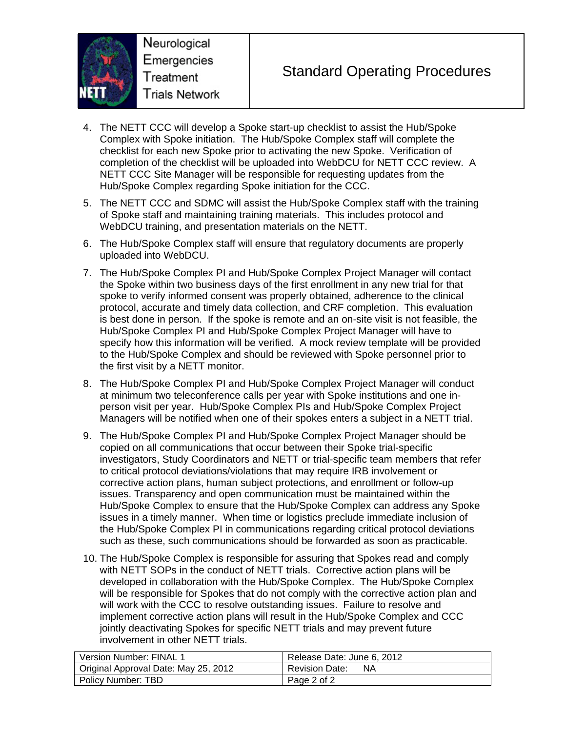4. The NETT CCC will develop a Spoke start-up checklist to assist the Hub/Spoke Complex with Spoke initiation. The Hub/Spoke Complex staff will complete the checklist for each new Spoke prior to activating the new Spoke. Verification of completion of the checklist will be uploaded into WebDCU for NETT CCC review. A NETT CCC Site Manager will be responsible for requesting updates from the Hub/Spoke Complex regarding Spoke initiation for the CCC.

5. The NETT CCC and SDMC will assist the Hub/Spoke Complex staff with the training of Spoke staff and maintaining training materials. This includes protocol and WebDCU training, and presentation materials on the NETT.

6. The Hub/Spoke Complex staff will ensure that regulatory documents are properly uploaded into WebDCU.

7. The Hub/Spoke Complex PI and Hub/Spoke Complex Project Manager will contact the Spoke within two business days of the first enrollment in any new trial for that spoke to verify informed consent was properly obtained, adherence to the clinical protocol, accurate and timely data collection, and CRF completion. This evaluation is best done in person. If the spoke is remote and an on-site visit is not feasible, the Hub/Spoke Complex PI and Hub/Spoke Complex Project Manager will have to specify how this information will be verified. A mock review template will be provided to the Hub/Spoke Complex and should be reviewed with Spoke personnel prior to the first visit by a NETT monitor.

8. The Hub/Spoke Complex PI and Hub/Spoke Complex Project Manager will conduct at minimum two teleconference calls per year with Spoke institutions and one in-person visit per year. Hub/Spoke Complex PIs and Hub/Spoke Complex Project Managers will be notified when one of their spokes enters a subject in a NETT trial.

9. The Hub/Spoke Complex PI and Hub/Spoke Complex Project Manager should be copied on all communications that occur between their Spoke trial-specific investigators, Study Coordinators and NETT or trial-specific team members that refer to critical protocol deviations/violations that may require IRB involvement or corrective action plans, human subject protections, and enrollment or follow-up issues. Transparency and open communication must be maintained within the Hub/Spoke Complex to ensure that the Hub/Spoke Complex can address any Spoke issues in a timely manner. When time or logistics preclude immediate inclusion of the Hub/Spoke Complex PI in communications regarding critical protocol deviations such as these, such communications should be forwarded as soon as practicable.

10. The Hub/Spoke Complex is responsible for assuring that Spokes read and comply with NETT SOPs in the conduct of NETT trials. Corrective action plans will be developed in collaboration with the Hub/Spoke Complex. The Hub/Spoke Complex will be responsible for Spokes that do not comply with the corrective action plan and will work with the CCC to resolve outstanding issues. Failure to resolve and implement corrective action plans will result in the Hub/Spoke Complex and CCC jointly deactivating Spokes for specific NETT trials and may prevent future involvement in other NETT trials.